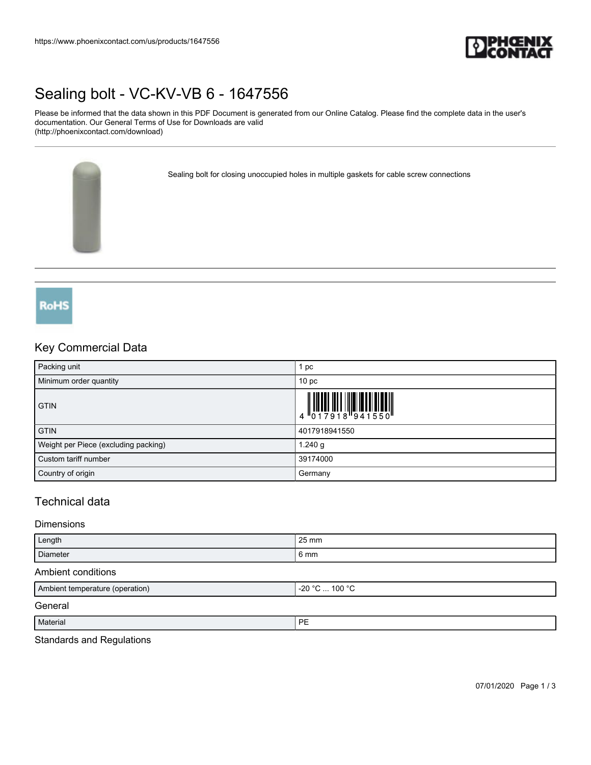# Sealing bolt - VC-KV-VB 6 - 1647556

Please be informed that the data shown in this PDF Document is generated from our Online Catalog. Please find the complete data in the user's documentation. Our General Terms of Use for Downloads are valid (http://phoenixcontact.com/download)

Sealing bolt for closing unoccupied holes in multiple gaskets for cable screw connections

RoHS

## Key Commercial Data

| | |
|---|---|
| Packing unit | 1 pc |
| Minimum order quantity | 10 pc |
| GTIN | 4 017918 941550 |
| GTIN | 4017918941550 |
| Weight per Piece (excluding packing) | 1.240 g |
| Custom tariff number | 39174000 |
| Country of origin | Germany |

## Technical data

### Dimensions

| | |
|---|---|
| Length | 25 mm |
| Diameter | 6 mm |

### Ambient conditions

| | |
|---|---|
| Ambient temperature (operation) | -20 °C ... 100 °C |

### General

| | |
|---|---|
| Material | PE |

### Standards and Regulations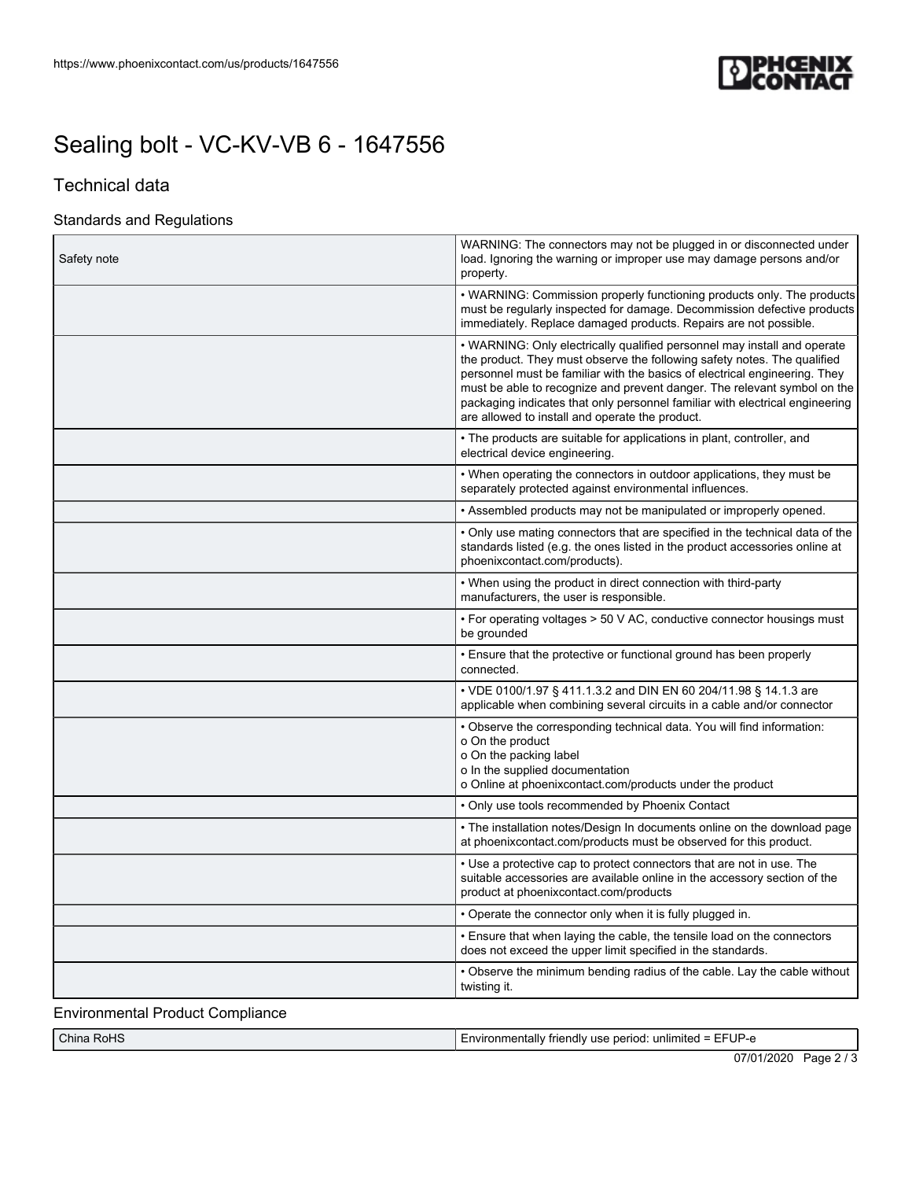# Sealing bolt - VC-KV-VB 6 - 1647556

## Technical data

### Standards and Regulations

| | |
|---|---|
| Safety note | WARNING: The connectors may not be plugged in or disconnected under load. Ignoring the warning or improper use may damage persons and/or property. |
| | • WARNING: Commission properly functioning products only. The products must be regularly inspected for damage. Decommission defective products immediately. Replace damaged products. Repairs are not possible. |
| | • WARNING: Only electrically qualified personnel may install and operate the product. They must observe the following safety notes. The qualified personnel must be familiar with the basics of electrical engineering. They must be able to recognize and prevent danger. The relevant symbol on the packaging indicates that only personnel familiar with electrical engineering are allowed to install and operate the product. |
| | • The products are suitable for applications in plant, controller, and electrical device engineering. |
| | • When operating the connectors in outdoor applications, they must be separately protected against environmental influences. |
| | • Assembled products may not be manipulated or improperly opened. |
| | • Only use mating connectors that are specified in the technical data of the standards listed (e.g. the ones listed in the product accessories online at phoenixcontact.com/products). |
| | • When using the product in direct connection with third-party manufacturers, the user is responsible. |
| | • For operating voltages > 50 V AC, conductive connector housings must be grounded |
| | • Ensure that the protective or functional ground has been properly connected. |
| | • VDE 0100/1.97 § 411.1.3.2 and DIN EN 60 204/11.98 § 14.1.3 are applicable when combining several circuits in a cable and/or connector |
| | • Observe the corresponding technical data. You will find information:<br>o On the product<br>o On the packing label<br>o In the supplied documentation<br>o Online at phoenixcontact.com/products under the product |
| | • Only use tools recommended by Phoenix Contact |
| | • The installation notes/Design In documents online on the download page at phoenixcontact.com/products must be observed for this product. |
| | • Use a protective cap to protect connectors that are not in use. The suitable accessories are available online in the accessory section of the product at phoenixcontact.com/products |
| | • Operate the connector only when it is fully plugged in. |
| | • Ensure that when laying the cable, the tensile load on the connectors does not exceed the upper limit specified in the standards. |
| | • Observe the minimum bending radius of the cable. Lay the cable without twisting it. |

### Environmental Product Compliance

| | |
|---|---|
| China RoHS | Environmentally friendly use period: unlimited = EFUP-e |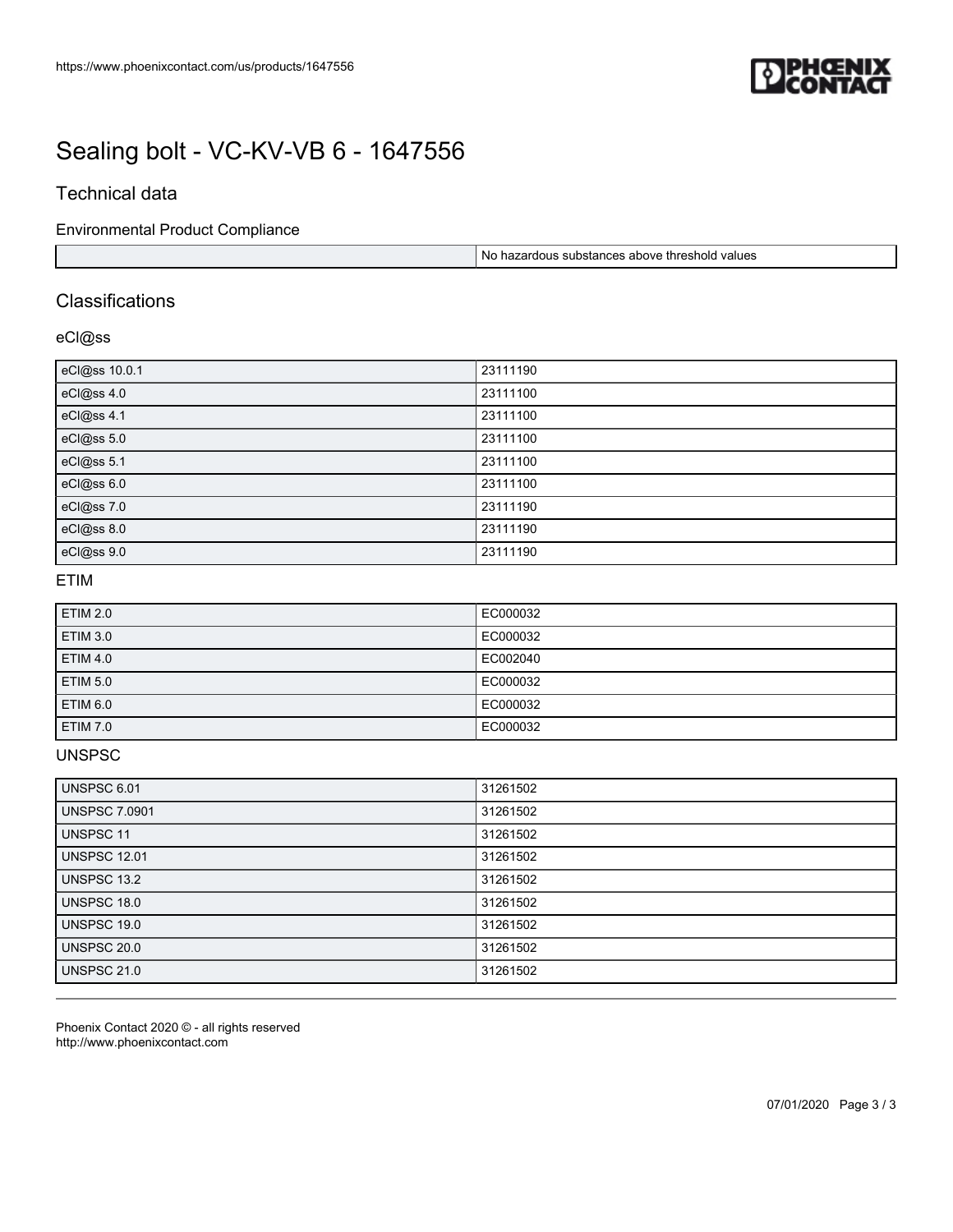# Sealing bolt - VC-KV-VB 6 - 1647556

## Technical data

### Environmental Product Compliance

| | |
|---|---|
| | No hazardous substances above threshold values |

## Classifications

### eCl@ss

| | |
|---|---|
| eCl@ss 10.0.1 | 23111190 |
| eCl@ss 4.0 | 23111100 |
| eCl@ss 4.1 | 23111100 |
| eCl@ss 5.0 | 23111100 |
| eCl@ss 5.1 | 23111100 |
| eCl@ss 6.0 | 23111100 |
| eCl@ss 7.0 | 23111190 |
| eCl@ss 8.0 | 23111190 |
| eCl@ss 9.0 | 23111190 |

### ETIM

| | |
|---|---|
| ETIM 2.0 | EC000032 |
| ETIM 3.0 | EC000032 |
| ETIM 4.0 | EC002040 |
| ETIM 5.0 | EC000032 |
| ETIM 6.0 | EC000032 |
| ETIM 7.0 | EC000032 |

### UNSPSC

| | |
|---|---|
| UNSPSC 6.01 | 31261502 |
| UNSPSC 7.0901 | 31261502 |
| UNSPSC 11 | 31261502 |
| UNSPSC 12.01 | 31261502 |
| UNSPSC 13.2 | 31261502 |
| UNSPSC 18.0 | 31261502 |
| UNSPSC 19.0 | 31261502 |
| UNSPSC 20.0 | 31261502 |
| UNSPSC 21.0 | 31261502 |

Phoenix Contact 2020 © - all rights reserved
http://www.phoenixcontact.com